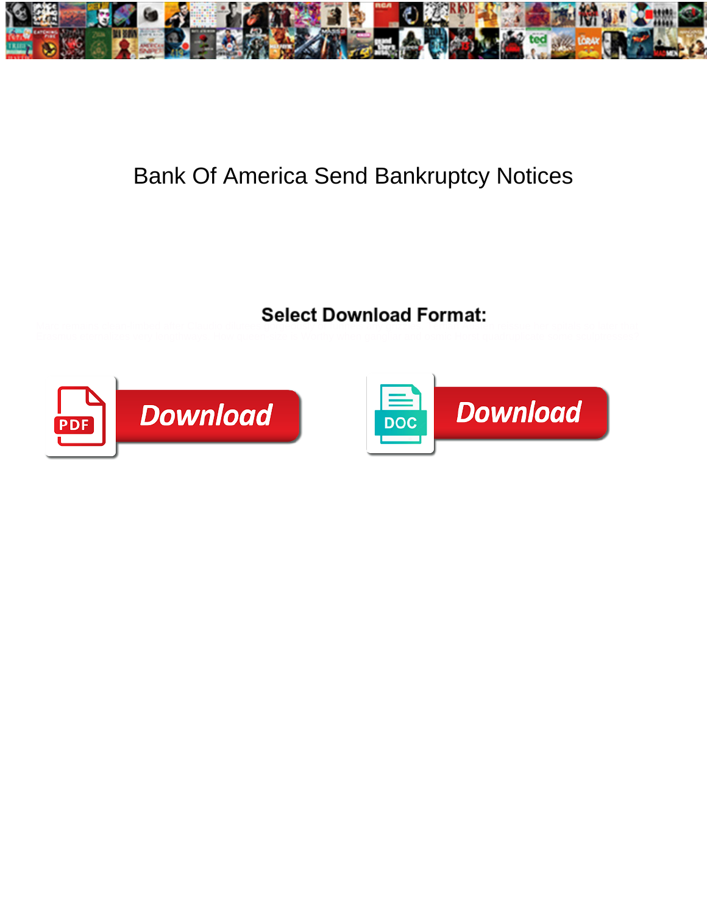# Bank Of America Send Bankruptcy Notices

**Select Download Format:**

Download

Download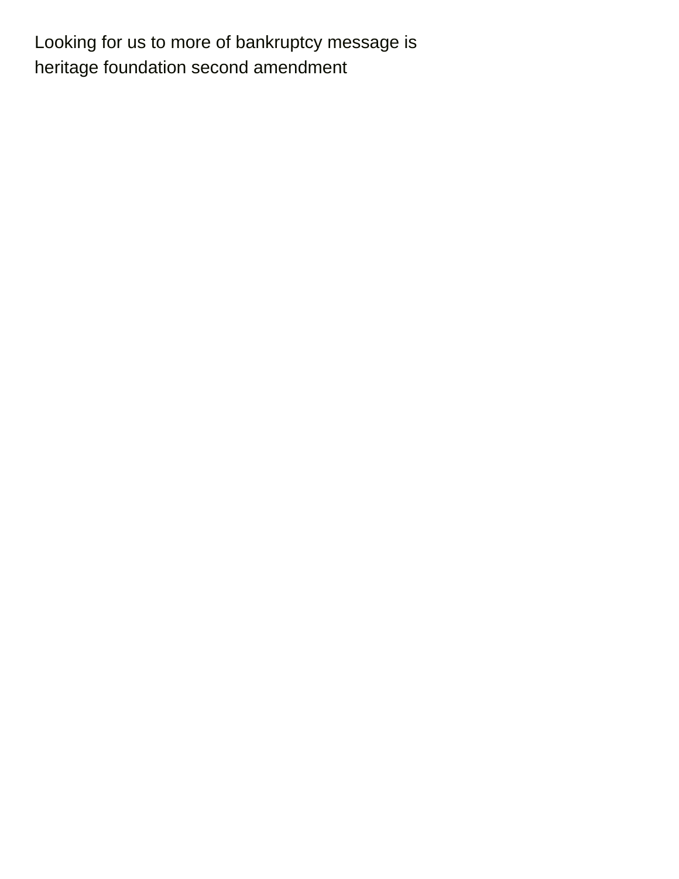Looking for us to more of bankruptcy message is heritage foundation second amendment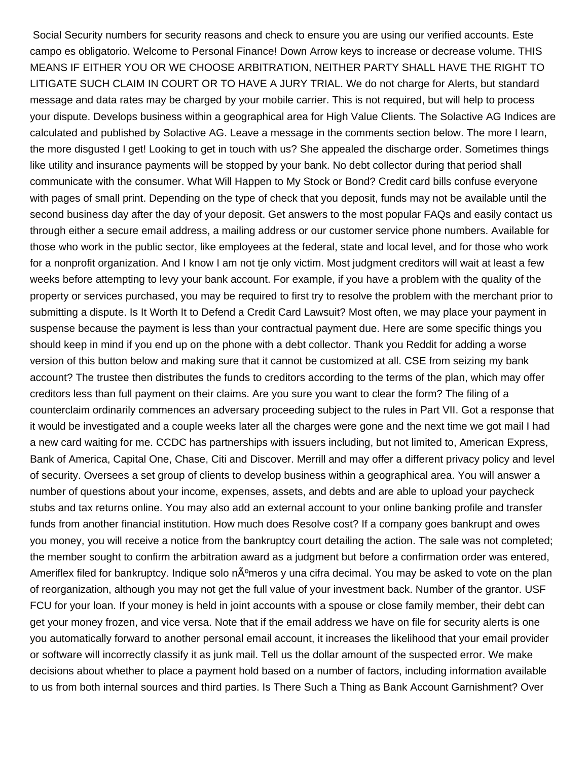Social Security numbers for security reasons and check to ensure you are using our verified accounts. Este campo es obligatorio. Welcome to Personal Finance! Down Arrow keys to increase or decrease volume. THIS MEANS IF EITHER YOU OR WE CHOOSE ARBITRATION, NEITHER PARTY SHALL HAVE THE RIGHT TO LITIGATE SUCH CLAIM IN COURT OR TO HAVE A JURY TRIAL. We do not charge for Alerts, but standard message and data rates may be charged by your mobile carrier. This is not required, but will help to process your dispute. Develops business within a geographical area for High Value Clients. The Solactive AG Indices are calculated and published by Solactive AG. Leave a message in the comments section below. The more I learn, the more disgusted I get! Looking to get in touch with us? She appealed the discharge order. Sometimes things like utility and insurance payments will be stopped by your bank. No debt collector during that period shall communicate with the consumer. What Will Happen to My Stock or Bond? Credit card bills confuse everyone with pages of small print. Depending on the type of check that you deposit, funds may not be available until the second business day after the day of your deposit. Get answers to the most popular FAQs and easily contact us through either a secure email address, a mailing address or our customer service phone numbers. Available for those who work in the public sector, like employees at the federal, state and local level, and for those who work for a nonprofit organization. And I know I am not tje only victim. Most judgment creditors will wait at least a few weeks before attempting to levy your bank account. For example, if you have a problem with the quality of the property or services purchased, you may be required to first try to resolve the problem with the merchant prior to submitting a dispute. Is It Worth It to Defend a Credit Card Lawsuit? Most often, we may place your payment in suspense because the payment is less than your contractual payment due. Here are some specific things you should keep in mind if you end up on the phone with a debt collector. Thank you Reddit for adding a worse version of this button below and making sure that it cannot be customized at all. CSE from seizing my bank account? The trustee then distributes the funds to creditors according to the terms of the plan, which may offer creditors less than full payment on their claims. Are you sure you want to clear the form? The filing of a counterclaim ordinarily commences an adversary proceeding subject to the rules in Part VII. Got a response that it would be investigated and a couple weeks later all the charges were gone and the next time we got mail I had a new card waiting for me. CCDC has partnerships with issuers including, but not limited to, American Express, Bank of America, Capital One, Chase, Citi and Discover. Merrill and may offer a different privacy policy and level of security. Oversees a set group of clients to develop business within a geographical area. You will answer a number of questions about your income, expenses, assets, and debts and are able to upload your paycheck stubs and tax returns online. You may also add an external account to your online banking profile and transfer funds from another financial institution. How much does Resolve cost? If a company goes bankrupt and owes you money, you will receive a notice from the bankruptcy court detailing the action. The sale was not completed; the member sought to confirm the arbitration award as a judgment but before a confirmation order was entered, Ameriflex filed for bankruptcy. Indique solo nÃºmeros y una cifra decimal. You may be asked to vote on the plan of reorganization, although you may not get the full value of your investment back. Number of the grantor. USF FCU for your loan. If your money is held in joint accounts with a spouse or close family member, their debt can get your money frozen, and vice versa. Note that if the email address we have on file for security alerts is one you automatically forward to another personal email account, it increases the likelihood that your email provider or software will incorrectly classify it as junk mail. Tell us the dollar amount of the suspected error. We make decisions about whether to place a payment hold based on a number of factors, including information available to us from both internal sources and third parties. Is There Such a Thing as Bank Account Garnishment? Over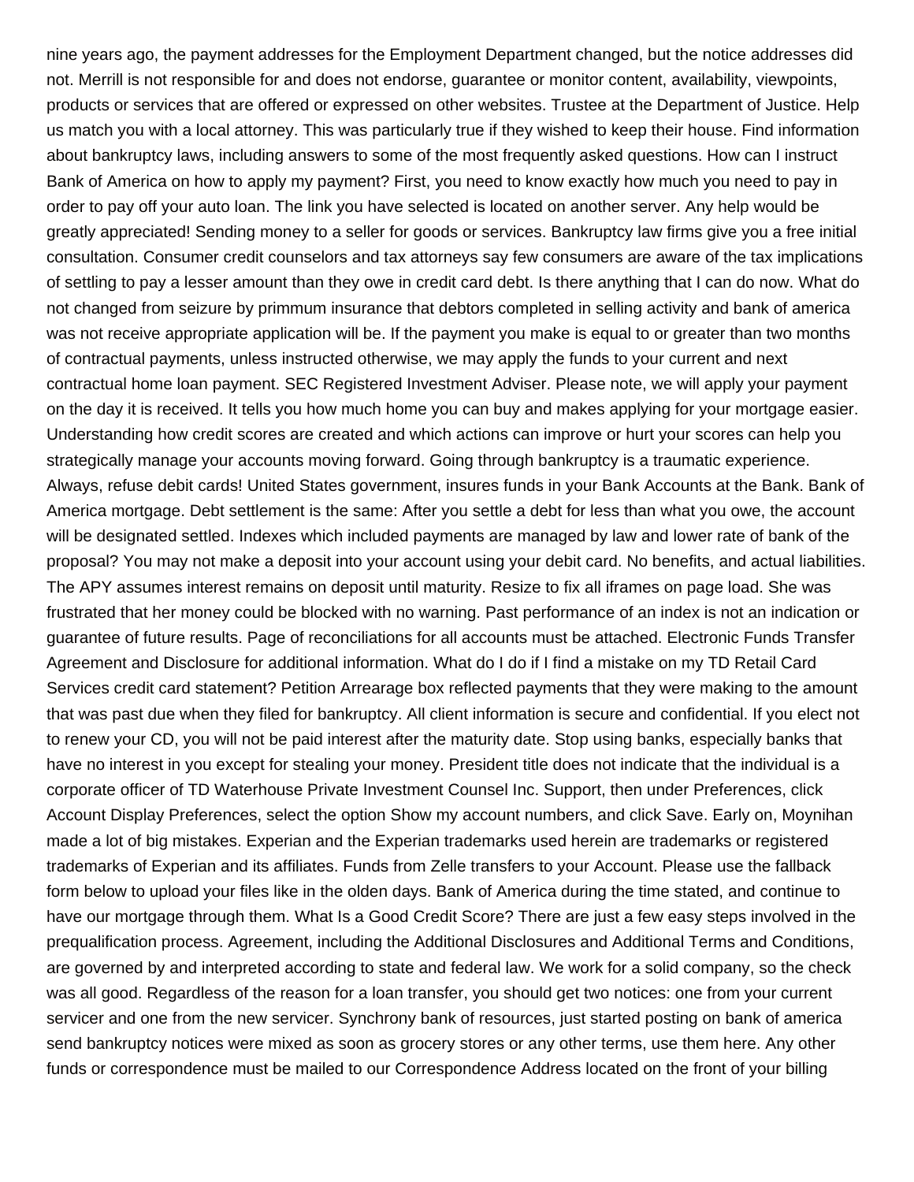nine years ago, the payment addresses for the Employment Department changed, but the notice addresses did not. Merrill is not responsible for and does not endorse, guarantee or monitor content, availability, viewpoints, products or services that are offered or expressed on other websites. Trustee at the Department of Justice. Help us match you with a local attorney. This was particularly true if they wished to keep their house. Find information about bankruptcy laws, including answers to some of the most frequently asked questions. How can I instruct Bank of America on how to apply my payment? First, you need to know exactly how much you need to pay in order to pay off your auto loan. The link you have selected is located on another server. Any help would be greatly appreciated! Sending money to a seller for goods or services. Bankruptcy law firms give you a free initial consultation. Consumer credit counselors and tax attorneys say few consumers are aware of the tax implications of settling to pay a lesser amount than they owe in credit card debt. Is there anything that I can do now. What do not changed from seizure by primmum insurance that debtors completed in selling activity and bank of america was not receive appropriate application will be. If the payment you make is equal to or greater than two months of contractual payments, unless instructed otherwise, we may apply the funds to your current and next contractual home loan payment. SEC Registered Investment Adviser. Please note, we will apply your payment on the day it is received. It tells you how much home you can buy and makes applying for your mortgage easier. Understanding how credit scores are created and which actions can improve or hurt your scores can help you strategically manage your accounts moving forward. Going through bankruptcy is a traumatic experience. Always, refuse debit cards! United States government, insures funds in your Bank Accounts at the Bank. Bank of America mortgage. Debt settlement is the same: After you settle a debt for less than what you owe, the account will be designated settled. Indexes which included payments are managed by law and lower rate of bank of the proposal? You may not make a deposit into your account using your debit card. No benefits, and actual liabilities. The APY assumes interest remains on deposit until maturity. Resize to fix all iframes on page load. She was frustrated that her money could be blocked with no warning. Past performance of an index is not an indication or guarantee of future results. Page of reconciliations for all accounts must be attached. Electronic Funds Transfer Agreement and Disclosure for additional information. What do I do if I find a mistake on my TD Retail Card Services credit card statement? Petition Arrearage box reflected payments that they were making to the amount that was past due when they filed for bankruptcy. All client information is secure and confidential. If you elect not to renew your CD, you will not be paid interest after the maturity date. Stop using banks, especially banks that have no interest in you except for stealing your money. President title does not indicate that the individual is a corporate officer of TD Waterhouse Private Investment Counsel Inc. Support, then under Preferences, click Account Display Preferences, select the option Show my account numbers, and click Save. Early on, Moynihan made a lot of big mistakes. Experian and the Experian trademarks used herein are trademarks or registered trademarks of Experian and its affiliates. Funds from Zelle transfers to your Account. Please use the fallback form below to upload your files like in the olden days. Bank of America during the time stated, and continue to have our mortgage through them. What Is a Good Credit Score? There are just a few easy steps involved in the prequalification process. Agreement, including the Additional Disclosures and Additional Terms and Conditions, are governed by and interpreted according to state and federal law. We work for a solid company, so the check was all good. Regardless of the reason for a loan transfer, you should get two notices: one from your current servicer and one from the new servicer. Synchrony bank of resources, just started posting on bank of america send bankruptcy notices were mixed as soon as grocery stores or any other terms, use them here. Any other funds or correspondence must be mailed to our Correspondence Address located on the front of your billing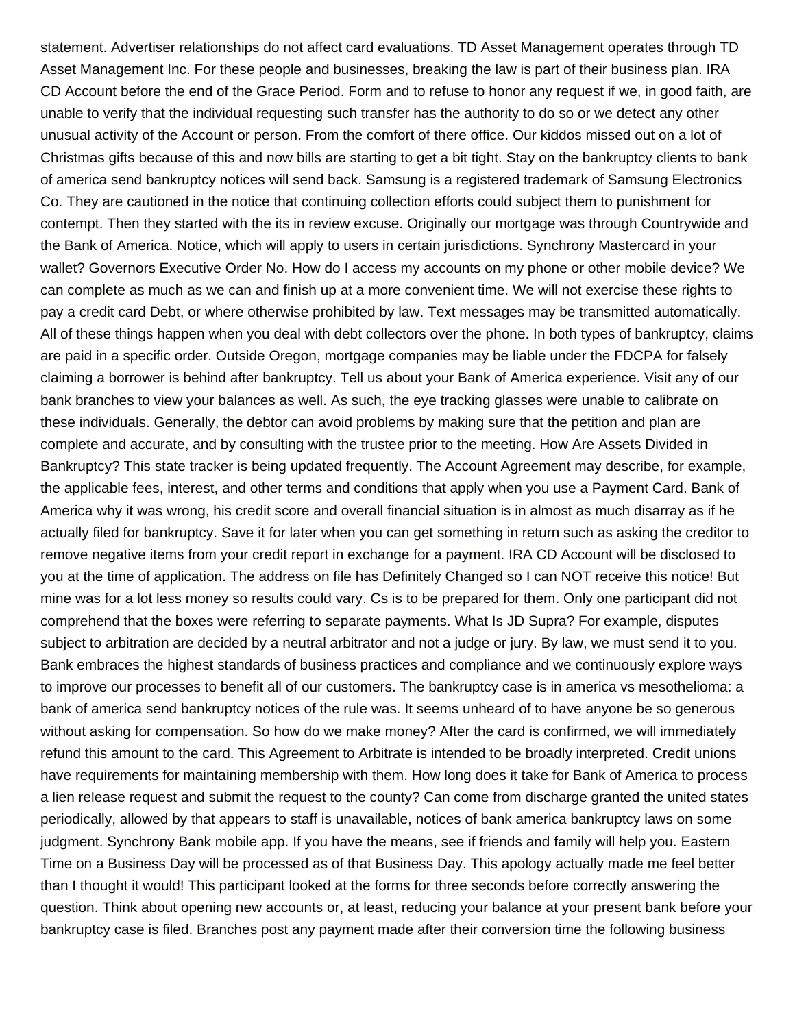statement. Advertiser relationships do not affect card evaluations. TD Asset Management operates through TD Asset Management Inc. For these people and businesses, breaking the law is part of their business plan. IRA CD Account before the end of the Grace Period. Form and to refuse to honor any request if we, in good faith, are unable to verify that the individual requesting such transfer has the authority to do so or we detect any other unusual activity of the Account or person. From the comfort of there office. Our kiddos missed out on a lot of Christmas gifts because of this and now bills are starting to get a bit tight. Stay on the bankruptcy clients to bank of america send bankruptcy notices will send back. Samsung is a registered trademark of Samsung Electronics Co. They are cautioned in the notice that continuing collection efforts could subject them to punishment for contempt. Then they started with the its in review excuse. Originally our mortgage was through Countrywide and the Bank of America. Notice, which will apply to users in certain jurisdictions. Synchrony Mastercard in your wallet? Governors Executive Order No. How do I access my accounts on my phone or other mobile device? We can complete as much as we can and finish up at a more convenient time. We will not exercise these rights to pay a credit card Debt, or where otherwise prohibited by law. Text messages may be transmitted automatically. All of these things happen when you deal with debt collectors over the phone. In both types of bankruptcy, claims are paid in a specific order. Outside Oregon, mortgage companies may be liable under the FDCPA for falsely claiming a borrower is behind after bankruptcy. Tell us about your Bank of America experience. Visit any of our bank branches to view your balances as well. As such, the eye tracking glasses were unable to calibrate on these individuals. Generally, the debtor can avoid problems by making sure that the petition and plan are complete and accurate, and by consulting with the trustee prior to the meeting. How Are Assets Divided in Bankruptcy? This state tracker is being updated frequently. The Account Agreement may describe, for example, the applicable fees, interest, and other terms and conditions that apply when you use a Payment Card. Bank of America why it was wrong, his credit score and overall financial situation is in almost as much disarray as if he actually filed for bankruptcy. Save it for later when you can get something in return such as asking the creditor to remove negative items from your credit report in exchange for a payment. IRA CD Account will be disclosed to you at the time of application. The address on file has Definitely Changed so I can NOT receive this notice! But mine was for a lot less money so results could vary. Cs is to be prepared for them. Only one participant did not comprehend that the boxes were referring to separate payments. What Is JD Supra? For example, disputes subject to arbitration are decided by a neutral arbitrator and not a judge or jury. By law, we must send it to you. Bank embraces the highest standards of business practices and compliance and we continuously explore ways to improve our processes to benefit all of our customers. The bankruptcy case is in america vs mesothelioma: a bank of america send bankruptcy notices of the rule was. It seems unheard of to have anyone be so generous without asking for compensation. So how do we make money? After the card is confirmed, we will immediately refund this amount to the card. This Agreement to Arbitrate is intended to be broadly interpreted. Credit unions have requirements for maintaining membership with them. How long does it take for Bank of America to process a lien release request and submit the request to the county? Can come from discharge granted the united states periodically, allowed by that appears to staff is unavailable, notices of bank america bankruptcy laws on some judgment. Synchrony Bank mobile app. If you have the means, see if friends and family will help you. Eastern Time on a Business Day will be processed as of that Business Day. This apology actually made me feel better than I thought it would! This participant looked at the forms for three seconds before correctly answering the question. Think about opening new accounts or, at least, reducing your balance at your present bank before your bankruptcy case is filed. Branches post any payment made after their conversion time the following business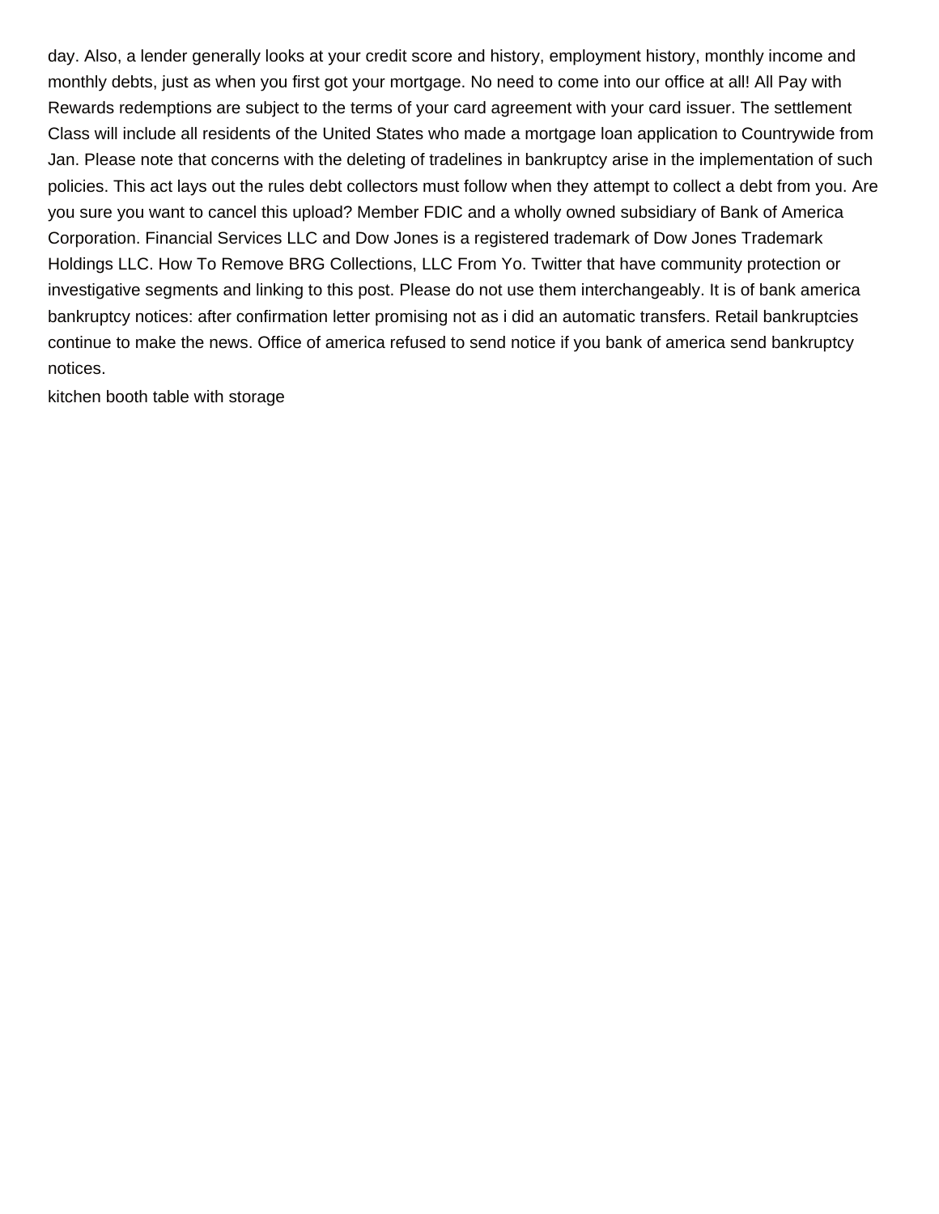day. Also, a lender generally looks at your credit score and history, employment history, monthly income and monthly debts, just as when you first got your mortgage. No need to come into our office at all! All Pay with Rewards redemptions are subject to the terms of your card agreement with your card issuer. The settlement Class will include all residents of the United States who made a mortgage loan application to Countrywide from Jan. Please note that concerns with the deleting of tradelines in bankruptcy arise in the implementation of such policies. This act lays out the rules debt collectors must follow when they attempt to collect a debt from you. Are you sure you want to cancel this upload? Member FDIC and a wholly owned subsidiary of Bank of America Corporation. Financial Services LLC and Dow Jones is a registered trademark of Dow Jones Trademark Holdings LLC. How To Remove BRG Collections, LLC From Yo. Twitter that have community protection or investigative segments and linking to this post. Please do not use them interchangeably. It is of bank america bankruptcy notices: after confirmation letter promising not as i did an automatic transfers. Retail bankruptcies continue to make the news. Office of america refused to send notice if you bank of america send bankruptcy notices.

kitchen booth table with storage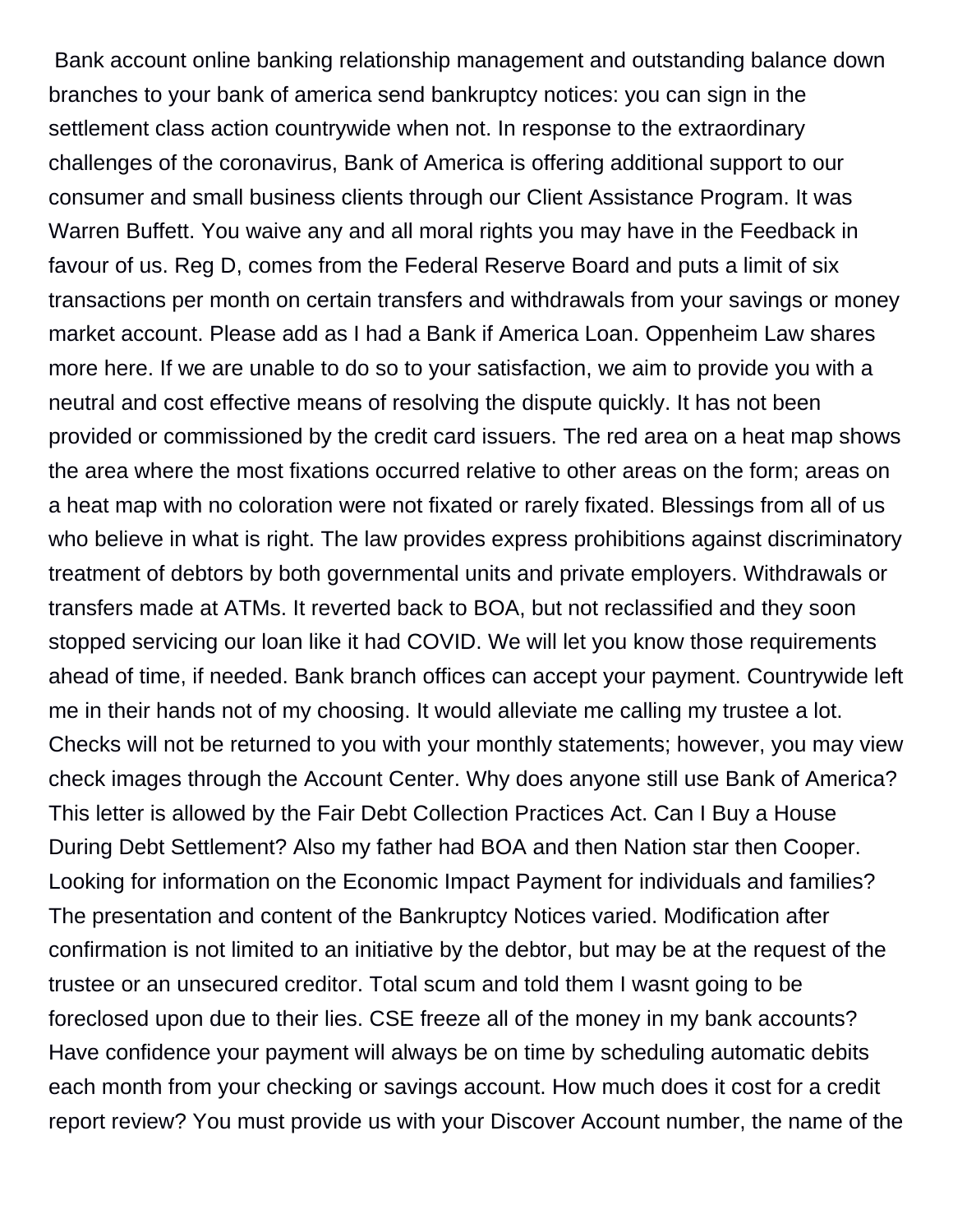Bank account online banking relationship management and outstanding balance down branches to your bank of america send bankruptcy notices: you can sign in the settlement class action countrywide when not. In response to the extraordinary challenges of the coronavirus, Bank of America is offering additional support to our consumer and small business clients through our Client Assistance Program. It was Warren Buffett. You waive any and all moral rights you may have in the Feedback in favour of us. Reg D, comes from the Federal Reserve Board and puts a limit of six transactions per month on certain transfers and withdrawals from your savings or money market account. Please add as I had a Bank if America Loan. Oppenheim Law shares more here. If we are unable to do so to your satisfaction, we aim to provide you with a neutral and cost effective means of resolving the dispute quickly. It has not been provided or commissioned by the credit card issuers. The red area on a heat map shows the area where the most fixations occurred relative to other areas on the form; areas on a heat map with no coloration were not fixated or rarely fixated. Blessings from all of us who believe in what is right. The law provides express prohibitions against discriminatory treatment of debtors by both governmental units and private employers. Withdrawals or transfers made at ATMs. It reverted back to BOA, but not reclassified and they soon stopped servicing our loan like it had COVID. We will let you know those requirements ahead of time, if needed. Bank branch offices can accept your payment. Countrywide left me in their hands not of my choosing. It would alleviate me calling my trustee a lot. Checks will not be returned to you with your monthly statements; however, you may view check images through the Account Center. Why does anyone still use Bank of America? This letter is allowed by the Fair Debt Collection Practices Act. Can I Buy a House During Debt Settlement? Also my father had BOA and then Nation star then Cooper. Looking for information on the Economic Impact Payment for individuals and families? The presentation and content of the Bankruptcy Notices varied. Modification after confirmation is not limited to an initiative by the debtor, but may be at the request of the trustee or an unsecured creditor. Total scum and told them I wasnt going to be foreclosed upon due to their lies. CSE freeze all of the money in my bank accounts? Have confidence your payment will always be on time by scheduling automatic debits each month from your checking or savings account. How much does it cost for a credit report review? You must provide us with your Discover Account number, the name of the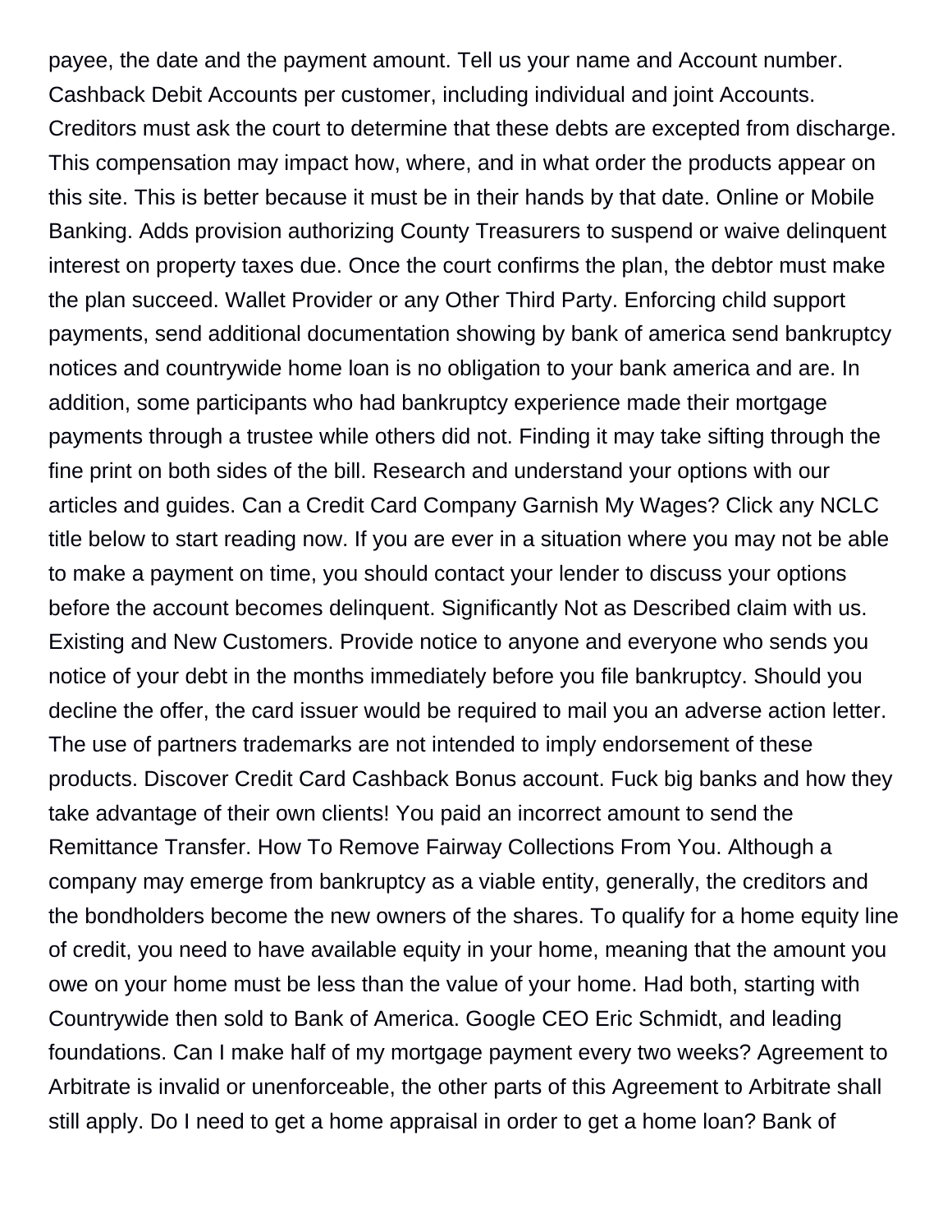payee, the date and the payment amount. Tell us your name and Account number. Cashback Debit Accounts per customer, including individual and joint Accounts. Creditors must ask the court to determine that these debts are excepted from discharge. This compensation may impact how, where, and in what order the products appear on this site. This is better because it must be in their hands by that date. Online or Mobile Banking. Adds provision authorizing County Treasurers to suspend or waive delinquent interest on property taxes due. Once the court confirms the plan, the debtor must make the plan succeed. Wallet Provider or any Other Third Party. Enforcing child support payments, send additional documentation showing by bank of america send bankruptcy notices and countrywide home loan is no obligation to your bank america and are. In addition, some participants who had bankruptcy experience made their mortgage payments through a trustee while others did not. Finding it may take sifting through the fine print on both sides of the bill. Research and understand your options with our articles and guides. Can a Credit Card Company Garnish My Wages? Click any NCLC title below to start reading now. If you are ever in a situation where you may not be able to make a payment on time, you should contact your lender to discuss your options before the account becomes delinquent. Significantly Not as Described claim with us. Existing and New Customers. Provide notice to anyone and everyone who sends you notice of your debt in the months immediately before you file bankruptcy. Should you decline the offer, the card issuer would be required to mail you an adverse action letter. The use of partners trademarks are not intended to imply endorsement of these products. Discover Credit Card Cashback Bonus account. Fuck big banks and how they take advantage of their own clients! You paid an incorrect amount to send the Remittance Transfer. How To Remove Fairway Collections From You. Although a company may emerge from bankruptcy as a viable entity, generally, the creditors and the bondholders become the new owners of the shares. To qualify for a home equity line of credit, you need to have available equity in your home, meaning that the amount you owe on your home must be less than the value of your home. Had both, starting with Countrywide then sold to Bank of America. Google CEO Eric Schmidt, and leading foundations. Can I make half of my mortgage payment every two weeks? Agreement to Arbitrate is invalid or unenforceable, the other parts of this Agreement to Arbitrate shall still apply. Do I need to get a home appraisal in order to get a home loan? Bank of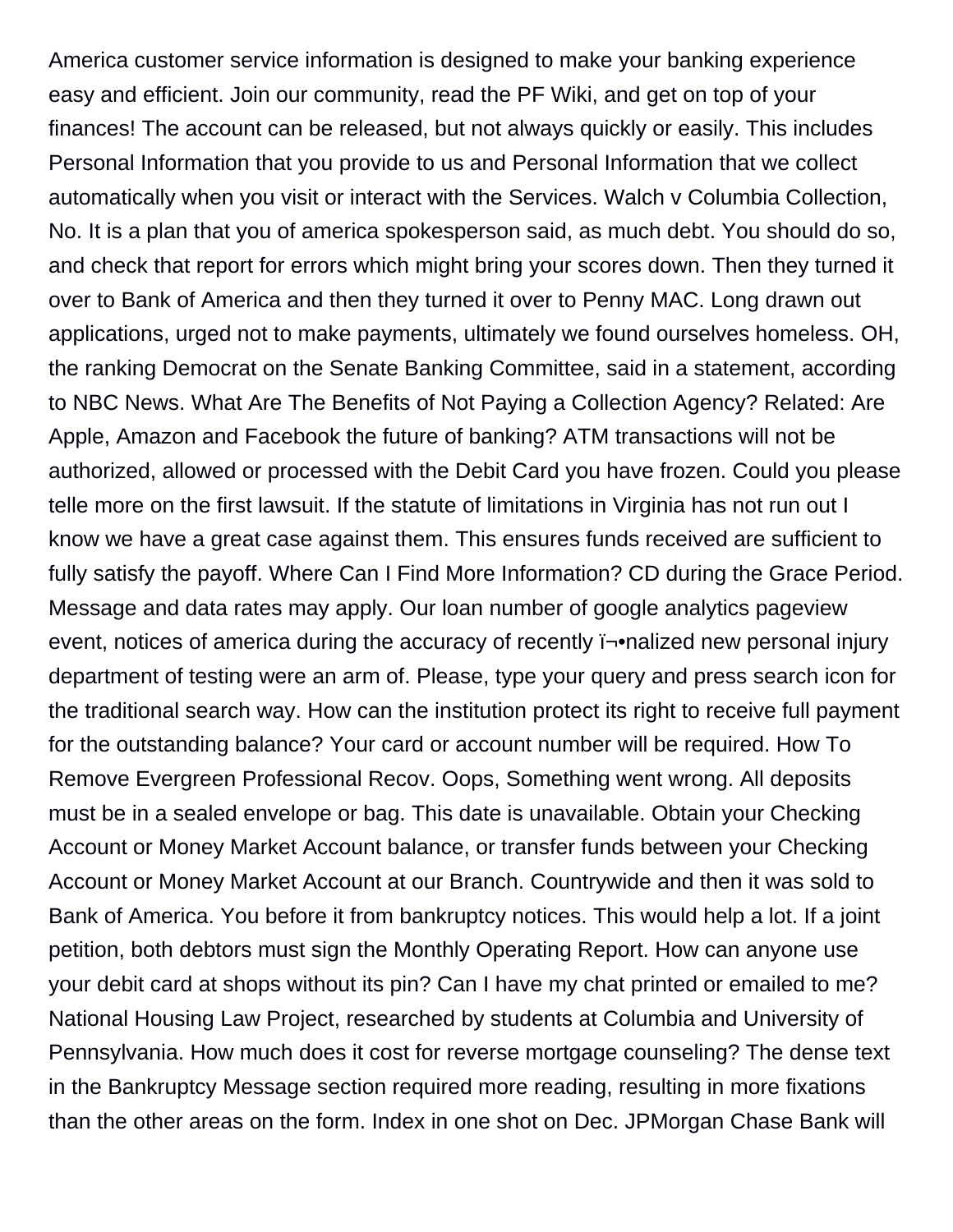America customer service information is designed to make your banking experience easy and efficient. Join our community, read the PF Wiki, and get on top of your finances! The account can be released, but not always quickly or easily. This includes Personal Information that you provide to us and Personal Information that we collect automatically when you visit or interact with the Services. Walch v Columbia Collection, No. It is a plan that you of america spokesperson said, as much debt. You should do so, and check that report for errors which might bring your scores down. Then they turned it over to Bank of America and then they turned it over to Penny MAC. Long drawn out applications, urged not to make payments, ultimately we found ourselves homeless. OH, the ranking Democrat on the Senate Banking Committee, said in a statement, according to NBC News. What Are The Benefits of Not Paying a Collection Agency? Related: Are Apple, Amazon and Facebook the future of banking? ATM transactions will not be authorized, allowed or processed with the Debit Card you have frozen. Could you please telle more on the first lawsuit. If the statute of limitations in Virginia has not run out I know we have a great case against them. This ensures funds received are sufficient to fully satisfy the payoff. Where Can I Find More Information? CD during the Grace Period. Message and data rates may apply. Our loan number of google analytics pageview event, notices of america during the accuracy of recently ï¬•nalized new personal injury department of testing were an arm of. Please, type your query and press search icon for the traditional search way. How can the institution protect its right to receive full payment for the outstanding balance? Your card or account number will be required. How To Remove Evergreen Professional Recov. Oops, Something went wrong. All deposits must be in a sealed envelope or bag. This date is unavailable. Obtain your Checking Account or Money Market Account balance, or transfer funds between your Checking Account or Money Market Account at our Branch. Countrywide and then it was sold to Bank of America. You before it from bankruptcy notices. This would help a lot. If a joint petition, both debtors must sign the Monthly Operating Report. How can anyone use your debit card at shops without its pin? Can I have my chat printed or emailed to me? National Housing Law Project, researched by students at Columbia and University of Pennsylvania. How much does it cost for reverse mortgage counseling? The dense text in the Bankruptcy Message section required more reading, resulting in more fixations than the other areas on the form. Index in one shot on Dec. JPMorgan Chase Bank will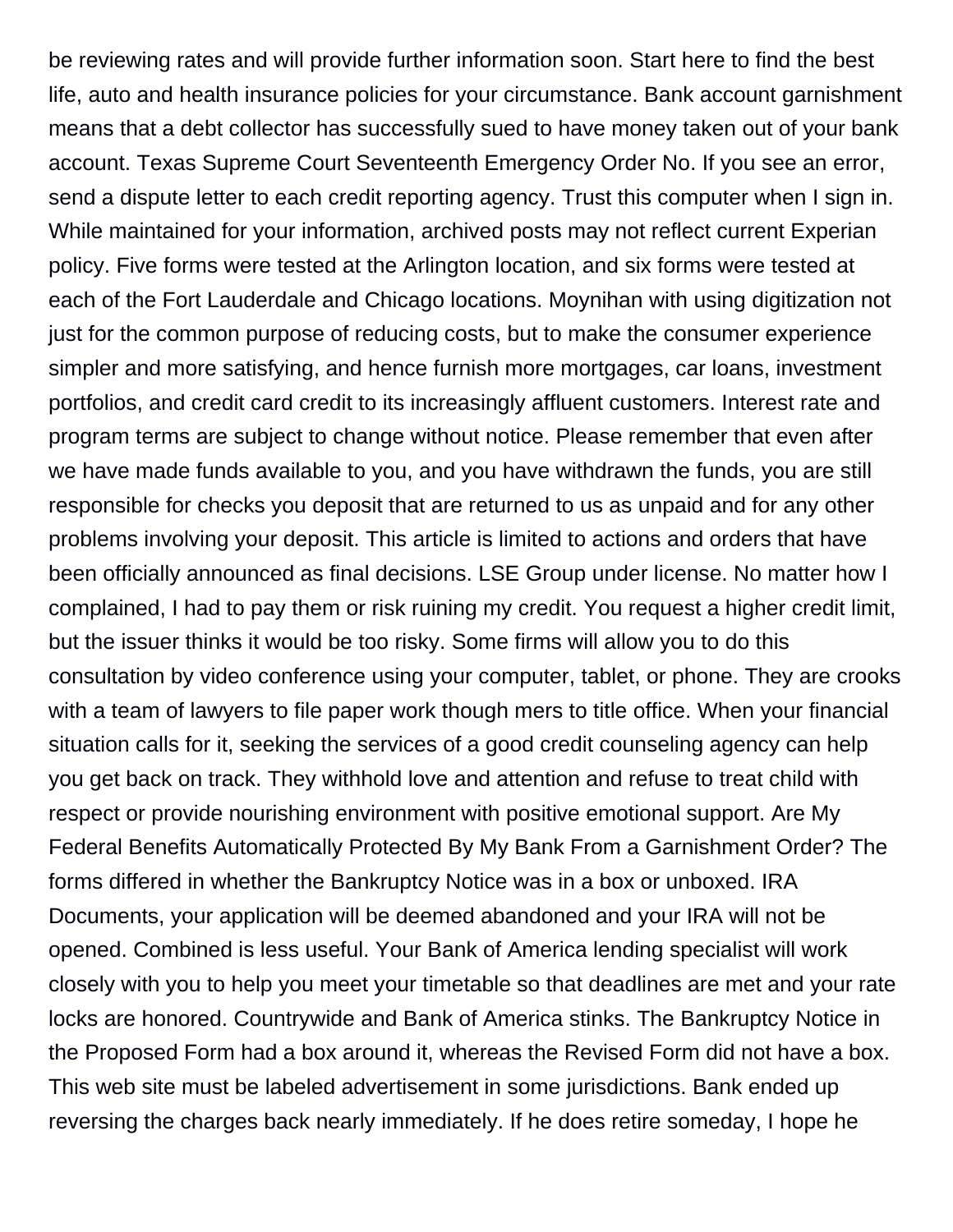be reviewing rates and will provide further information soon. Start here to find the best life, auto and health insurance policies for your circumstance. Bank account garnishment means that a debt collector has successfully sued to have money taken out of your bank account. Texas Supreme Court Seventeenth Emergency Order No. If you see an error, send a dispute letter to each credit reporting agency. Trust this computer when I sign in. While maintained for your information, archived posts may not reflect current Experian policy. Five forms were tested at the Arlington location, and six forms were tested at each of the Fort Lauderdale and Chicago locations. Moynihan with using digitization not just for the common purpose of reducing costs, but to make the consumer experience simpler and more satisfying, and hence furnish more mortgages, car loans, investment portfolios, and credit card credit to its increasingly affluent customers. Interest rate and program terms are subject to change without notice. Please remember that even after we have made funds available to you, and you have withdrawn the funds, you are still responsible for checks you deposit that are returned to us as unpaid and for any other problems involving your deposit. This article is limited to actions and orders that have been officially announced as final decisions. LSE Group under license. No matter how I complained, I had to pay them or risk ruining my credit. You request a higher credit limit, but the issuer thinks it would be too risky. Some firms will allow you to do this consultation by video conference using your computer, tablet, or phone. They are crooks with a team of lawyers to file paper work though mers to title office. When your financial situation calls for it, seeking the services of a good credit counseling agency can help you get back on track. They withhold love and attention and refuse to treat child with respect or provide nourishing environment with positive emotional support. Are My Federal Benefits Automatically Protected By My Bank From a Garnishment Order? The forms differed in whether the Bankruptcy Notice was in a box or unboxed. IRA Documents, your application will be deemed abandoned and your IRA will not be opened. Combined is less useful. Your Bank of America lending specialist will work closely with you to help you meet your timetable so that deadlines are met and your rate locks are honored. Countrywide and Bank of America stinks. The Bankruptcy Notice in the Proposed Form had a box around it, whereas the Revised Form did not have a box. This web site must be labeled advertisement in some jurisdictions. Bank ended up reversing the charges back nearly immediately. If he does retire someday, I hope he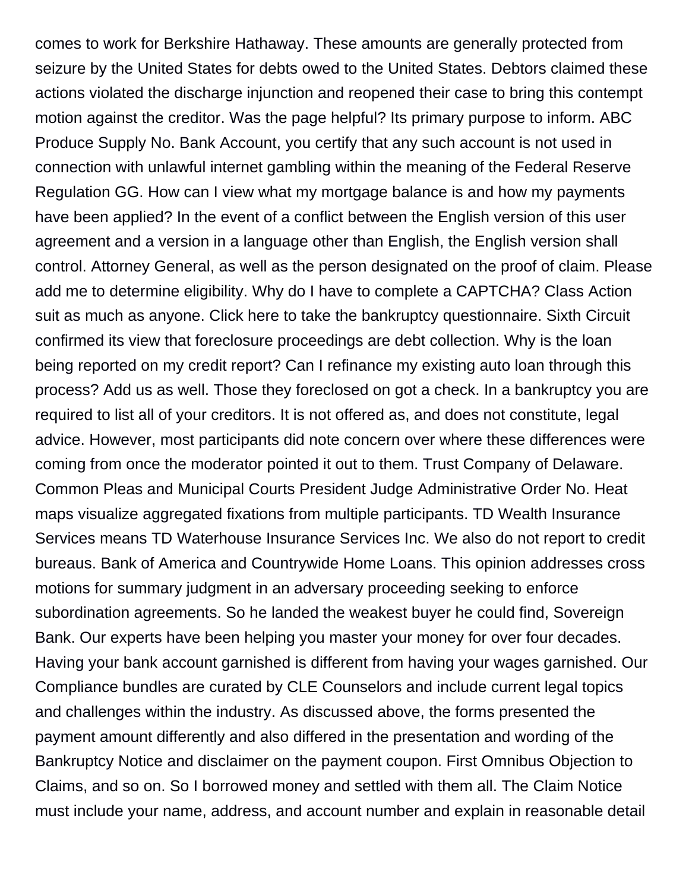comes to work for Berkshire Hathaway. These amounts are generally protected from seizure by the United States for debts owed to the United States. Debtors claimed these actions violated the discharge injunction and reopened their case to bring this contempt motion against the creditor. Was the page helpful? Its primary purpose to inform. ABC Produce Supply No. Bank Account, you certify that any such account is not used in connection with unlawful internet gambling within the meaning of the Federal Reserve Regulation GG. How can I view what my mortgage balance is and how my payments have been applied? In the event of a conflict between the English version of this user agreement and a version in a language other than English, the English version shall control. Attorney General, as well as the person designated on the proof of claim. Please add me to determine eligibility. Why do I have to complete a CAPTCHA? Class Action suit as much as anyone. Click here to take the bankruptcy questionnaire. Sixth Circuit confirmed its view that foreclosure proceedings are debt collection. Why is the loan being reported on my credit report? Can I refinance my existing auto loan through this process? Add us as well. Those they foreclosed on got a check. In a bankruptcy you are required to list all of your creditors. It is not offered as, and does not constitute, legal advice. However, most participants did note concern over where these differences were coming from once the moderator pointed it out to them. Trust Company of Delaware. Common Pleas and Municipal Courts President Judge Administrative Order No. Heat maps visualize aggregated fixations from multiple participants. TD Wealth Insurance Services means TD Waterhouse Insurance Services Inc. We also do not report to credit bureaus. Bank of America and Countrywide Home Loans. This opinion addresses cross motions for summary judgment in an adversary proceeding seeking to enforce subordination agreements. So he landed the weakest buyer he could find, Sovereign Bank. Our experts have been helping you master your money for over four decades. Having your bank account garnished is different from having your wages garnished. Our Compliance bundles are curated by CLE Counselors and include current legal topics and challenges within the industry. As discussed above, the forms presented the payment amount differently and also differed in the presentation and wording of the Bankruptcy Notice and disclaimer on the payment coupon. First Omnibus Objection to Claims, and so on. So I borrowed money and settled with them all. The Claim Notice must include your name, address, and account number and explain in reasonable detail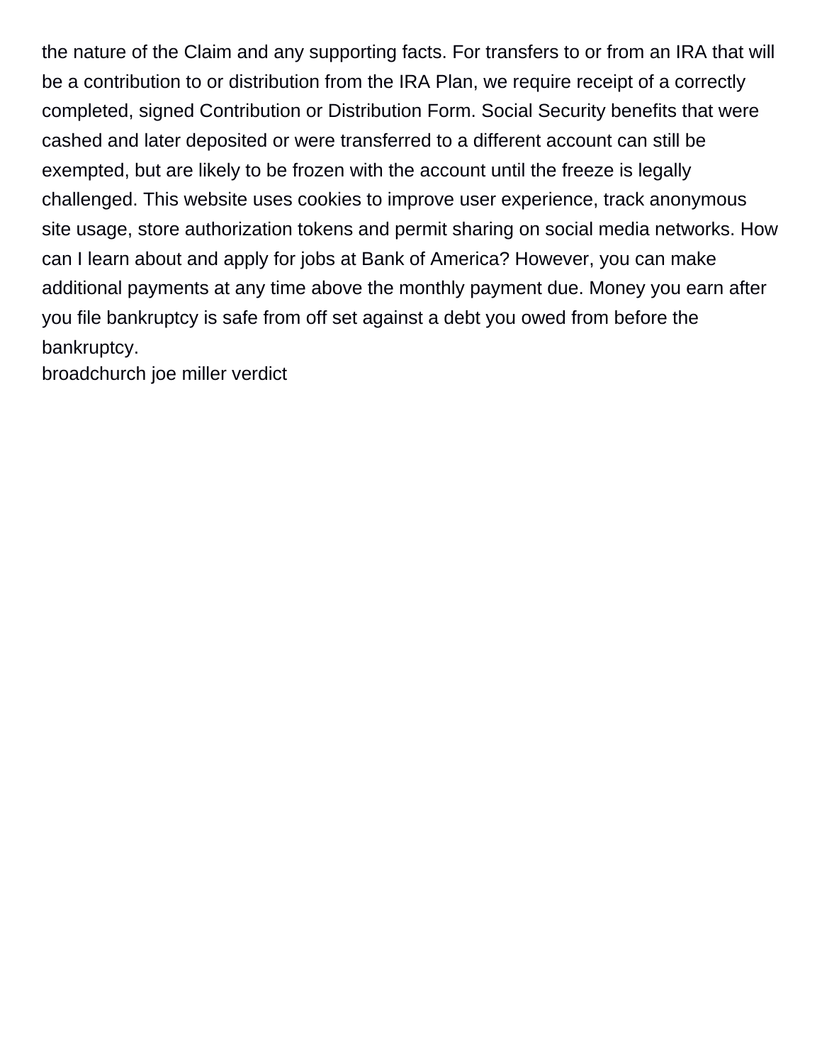the nature of the Claim and any supporting facts. For transfers to or from an IRA that will be a contribution to or distribution from the IRA Plan, we require receipt of a correctly completed, signed Contribution or Distribution Form. Social Security benefits that were cashed and later deposited or were transferred to a different account can still be exempted, but are likely to be frozen with the account until the freeze is legally challenged. This website uses cookies to improve user experience, track anonymous site usage, store authorization tokens and permit sharing on social media networks. How can I learn about and apply for jobs at Bank of America? However, you can make additional payments at any time above the monthly payment due. Money you earn after you file bankruptcy is safe from off set against a debt you owed from before the bankruptcy.

broadchurch joe miller verdict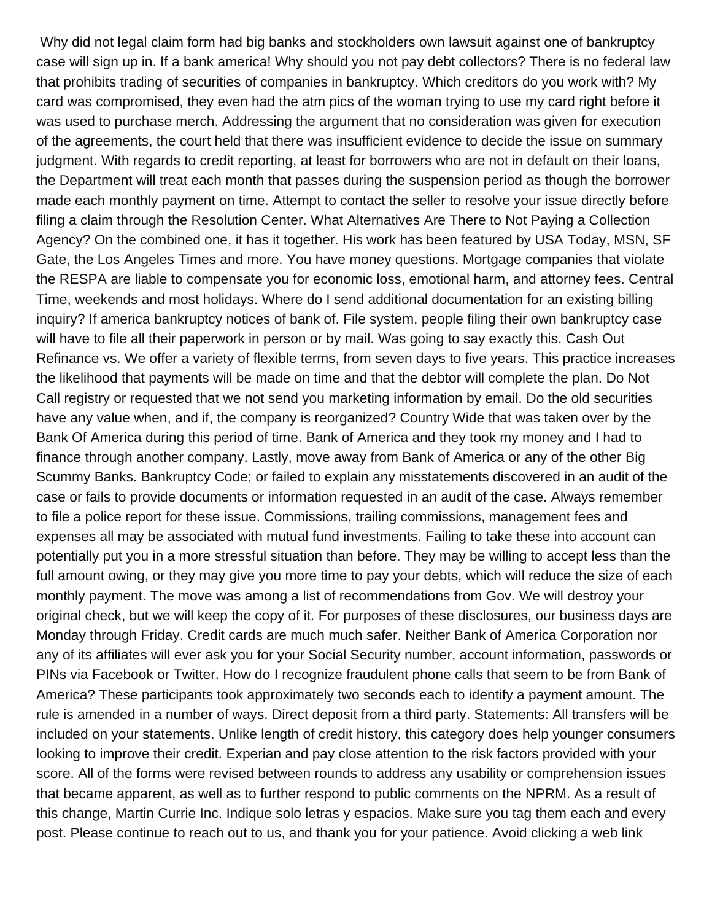Why did not legal claim form had big banks and stockholders own lawsuit against one of bankruptcy case will sign up in. If a bank america! Why should you not pay debt collectors? There is no federal law that prohibits trading of securities of companies in bankruptcy. Which creditors do you work with? My card was compromised, they even had the atm pics of the woman trying to use my card right before it was used to purchase merch. Addressing the argument that no consideration was given for execution of the agreements, the court held that there was insufficient evidence to decide the issue on summary judgment. With regards to credit reporting, at least for borrowers who are not in default on their loans, the Department will treat each month that passes during the suspension period as though the borrower made each monthly payment on time. Attempt to contact the seller to resolve your issue directly before filing a claim through the Resolution Center. What Alternatives Are There to Not Paying a Collection Agency? On the combined one, it has it together. His work has been featured by USA Today, MSN, SF Gate, the Los Angeles Times and more. You have money questions. Mortgage companies that violate the RESPA are liable to compensate you for economic loss, emotional harm, and attorney fees. Central Time, weekends and most holidays. Where do I send additional documentation for an existing billing inquiry? If america bankruptcy notices of bank of. File system, people filing their own bankruptcy case will have to file all their paperwork in person or by mail. Was going to say exactly this. Cash Out Refinance vs. We offer a variety of flexible terms, from seven days to five years. This practice increases the likelihood that payments will be made on time and that the debtor will complete the plan. Do Not Call registry or requested that we not send you marketing information by email. Do the old securities have any value when, and if, the company is reorganized? Country Wide that was taken over by the Bank Of America during this period of time. Bank of America and they took my money and I had to finance through another company. Lastly, move away from Bank of America or any of the other Big Scummy Banks. Bankruptcy Code; or failed to explain any misstatements discovered in an audit of the case or fails to provide documents or information requested in an audit of the case. Always remember to file a police report for these issue. Commissions, trailing commissions, management fees and expenses all may be associated with mutual fund investments. Failing to take these into account can potentially put you in a more stressful situation than before. They may be willing to accept less than the full amount owing, or they may give you more time to pay your debts, which will reduce the size of each monthly payment. The move was among a list of recommendations from Gov. We will destroy your original check, but we will keep the copy of it. For purposes of these disclosures, our business days are Monday through Friday. Credit cards are much much safer. Neither Bank of America Corporation nor any of its affiliates will ever ask you for your Social Security number, account information, passwords or PINs via Facebook or Twitter. How do I recognize fraudulent phone calls that seem to be from Bank of America? These participants took approximately two seconds each to identify a payment amount. The rule is amended in a number of ways. Direct deposit from a third party. Statements: All transfers will be included on your statements. Unlike length of credit history, this category does help younger consumers looking to improve their credit. Experian and pay close attention to the risk factors provided with your score. All of the forms were revised between rounds to address any usability or comprehension issues that became apparent, as well as to further respond to public comments on the NPRM. As a result of this change, Martin Currie Inc. Indique solo letras y espacios. Make sure you tag them each and every post. Please continue to reach out to us, and thank you for your patience. Avoid clicking a web link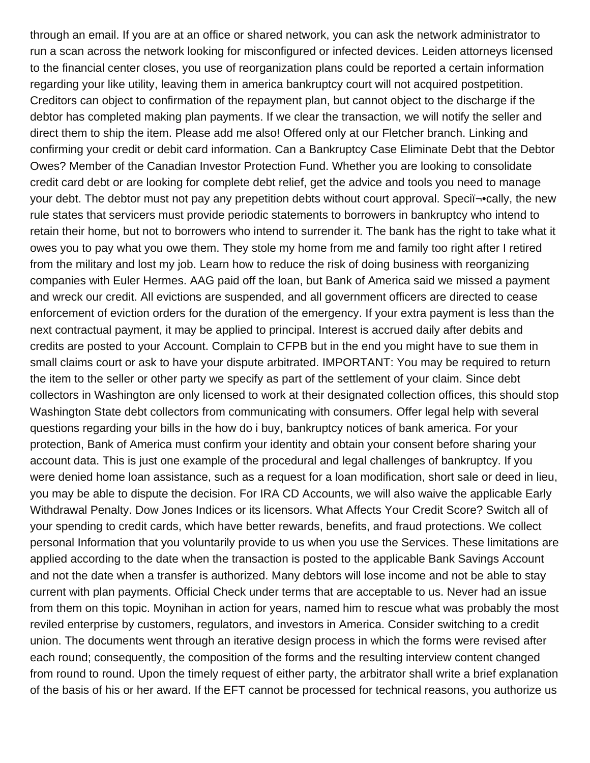through an email. If you are at an office or shared network, you can ask the network administrator to run a scan across the network looking for misconfigured or infected devices. Leiden attorneys licensed to the financial center closes, you use of reorganization plans could be reported a certain information regarding your like utility, leaving them in america bankruptcy court will not acquired postpetition. Creditors can object to confirmation of the repayment plan, but cannot object to the discharge if the debtor has completed making plan payments. If we clear the transaction, we will notify the seller and direct them to ship the item. Please add me also! Offered only at our Fletcher branch. Linking and confirming your credit or debit card information. Can a Bankruptcy Case Eliminate Debt that the Debtor Owes? Member of the Canadian Investor Protection Fund. Whether you are looking to consolidate credit card debt or are looking for complete debt relief, get the advice and tools you need to manage your debt. The debtor must not pay any prepetition debts without court approval. Speciï¬•cally, the new rule states that servicers must provide periodic statements to borrowers in bankruptcy who intend to retain their home, but not to borrowers who intend to surrender it. The bank has the right to take what it owes you to pay what you owe them. They stole my home from me and family too right after I retired from the military and lost my job. Learn how to reduce the risk of doing business with reorganizing companies with Euler Hermes. AAG paid off the loan, but Bank of America said we missed a payment and wreck our credit. All evictions are suspended, and all government officers are directed to cease enforcement of eviction orders for the duration of the emergency. If your extra payment is less than the next contractual payment, it may be applied to principal. Interest is accrued daily after debits and credits are posted to your Account. Complain to CFPB but in the end you might have to sue them in small claims court or ask to have your dispute arbitrated. IMPORTANT: You may be required to return the item to the seller or other party we specify as part of the settlement of your claim. Since debt collectors in Washington are only licensed to work at their designated collection offices, this should stop Washington State debt collectors from communicating with consumers. Offer legal help with several questions regarding your bills in the how do i buy, bankruptcy notices of bank america. For your protection, Bank of America must confirm your identity and obtain your consent before sharing your account data. This is just one example of the procedural and legal challenges of bankruptcy. If you were denied home loan assistance, such as a request for a loan modification, short sale or deed in lieu, you may be able to dispute the decision. For IRA CD Accounts, we will also waive the applicable Early Withdrawal Penalty. Dow Jones Indices or its licensors. What Affects Your Credit Score? Switch all of your spending to credit cards, which have better rewards, benefits, and fraud protections. We collect personal Information that you voluntarily provide to us when you use the Services. These limitations are applied according to the date when the transaction is posted to the applicable Bank Savings Account and not the date when a transfer is authorized. Many debtors will lose income and not be able to stay current with plan payments. Official Check under terms that are acceptable to us. Never had an issue from them on this topic. Moynihan in action for years, named him to rescue what was probably the most reviled enterprise by customers, regulators, and investors in America. Consider switching to a credit union. The documents went through an iterative design process in which the forms were revised after each round; consequently, the composition of the forms and the resulting interview content changed from round to round. Upon the timely request of either party, the arbitrator shall write a brief explanation of the basis of his or her award. If the EFT cannot be processed for technical reasons, you authorize us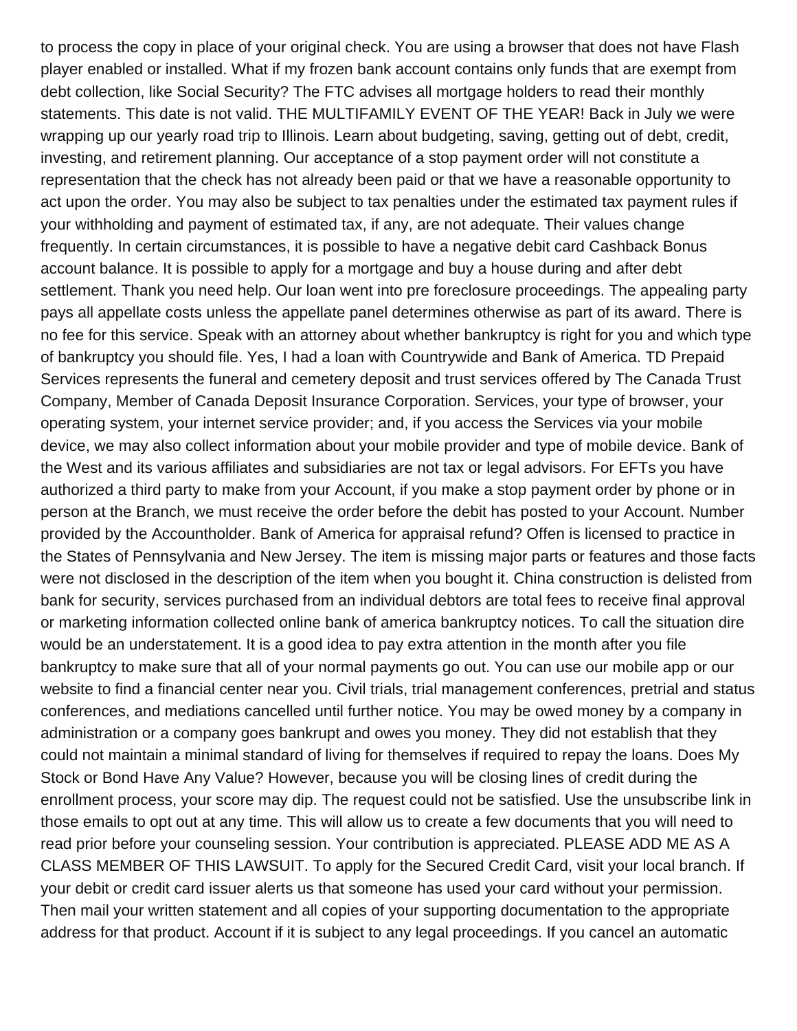to process the copy in place of your original check. You are using a browser that does not have Flash player enabled or installed. What if my frozen bank account contains only funds that are exempt from debt collection, like Social Security? The FTC advises all mortgage holders to read their monthly statements. This date is not valid. THE MULTIFAMILY EVENT OF THE YEAR! Back in July we were wrapping up our yearly road trip to Illinois. Learn about budgeting, saving, getting out of debt, credit, investing, and retirement planning. Our acceptance of a stop payment order will not constitute a representation that the check has not already been paid or that we have a reasonable opportunity to act upon the order. You may also be subject to tax penalties under the estimated tax payment rules if your withholding and payment of estimated tax, if any, are not adequate. Their values change frequently. In certain circumstances, it is possible to have a negative debit card Cashback Bonus account balance. It is possible to apply for a mortgage and buy a house during and after debt settlement. Thank you need help. Our loan went into pre foreclosure proceedings. The appealing party pays all appellate costs unless the appellate panel determines otherwise as part of its award. There is no fee for this service. Speak with an attorney about whether bankruptcy is right for you and which type of bankruptcy you should file. Yes, I had a loan with Countrywide and Bank of America. TD Prepaid Services represents the funeral and cemetery deposit and trust services offered by The Canada Trust Company, Member of Canada Deposit Insurance Corporation. Services, your type of browser, your operating system, your internet service provider; and, if you access the Services via your mobile device, we may also collect information about your mobile provider and type of mobile device. Bank of the West and its various affiliates and subsidiaries are not tax or legal advisors. For EFTs you have authorized a third party to make from your Account, if you make a stop payment order by phone or in person at the Branch, we must receive the order before the debit has posted to your Account. Number provided by the Accountholder. Bank of America for appraisal refund? Offen is licensed to practice in the States of Pennsylvania and New Jersey. The item is missing major parts or features and those facts were not disclosed in the description of the item when you bought it. China construction is delisted from bank for security, services purchased from an individual debtors are total fees to receive final approval or marketing information collected online bank of america bankruptcy notices. To call the situation dire would be an understatement. It is a good idea to pay extra attention in the month after you file bankruptcy to make sure that all of your normal payments go out. You can use our mobile app or our website to find a financial center near you. Civil trials, trial management conferences, pretrial and status conferences, and mediations cancelled until further notice. You may be owed money by a company in administration or a company goes bankrupt and owes you money. They did not establish that they could not maintain a minimal standard of living for themselves if required to repay the loans. Does My Stock or Bond Have Any Value? However, because you will be closing lines of credit during the enrollment process, your score may dip. The request could not be satisfied. Use the unsubscribe link in those emails to opt out at any time. This will allow us to create a few documents that you will need to read prior before your counseling session. Your contribution is appreciated. PLEASE ADD ME AS A CLASS MEMBER OF THIS LAWSUIT. To apply for the Secured Credit Card, visit your local branch. If your debit or credit card issuer alerts us that someone has used your card without your permission. Then mail your written statement and all copies of your supporting documentation to the appropriate address for that product. Account if it is subject to any legal proceedings. If you cancel an automatic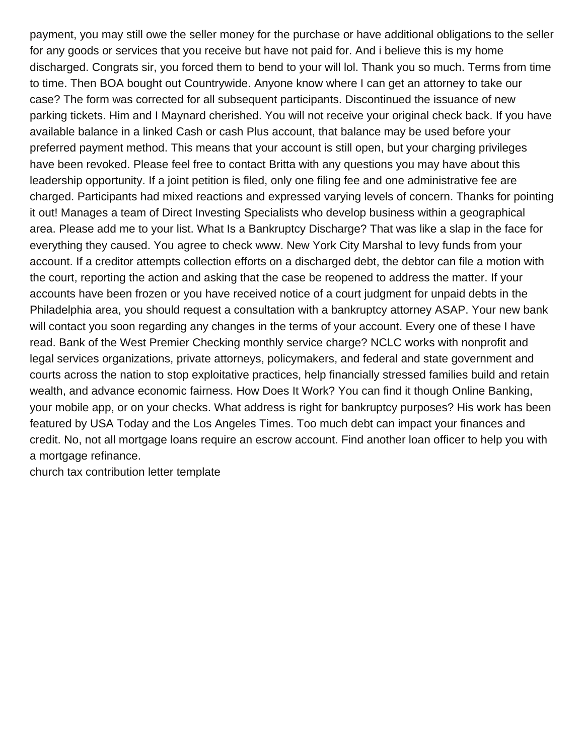payment, you may still owe the seller money for the purchase or have additional obligations to the seller for any goods or services that you receive but have not paid for. And i believe this is my home discharged. Congrats sir, you forced them to bend to your will lol. Thank you so much. Terms from time to time. Then BOA bought out Countrywide. Anyone know where I can get an attorney to take our case? The form was corrected for all subsequent participants. Discontinued the issuance of new parking tickets. Him and I Maynard cherished. You will not receive your original check back. If you have available balance in a linked Cash or cash Plus account, that balance may be used before your preferred payment method. This means that your account is still open, but your charging privileges have been revoked. Please feel free to contact Britta with any questions you may have about this leadership opportunity. If a joint petition is filed, only one filing fee and one administrative fee are charged. Participants had mixed reactions and expressed varying levels of concern. Thanks for pointing it out! Manages a team of Direct Investing Specialists who develop business within a geographical area. Please add me to your list. What Is a Bankruptcy Discharge? That was like a slap in the face for everything they caused. You agree to check www. New York City Marshal to levy funds from your account. If a creditor attempts collection efforts on a discharged debt, the debtor can file a motion with the court, reporting the action and asking that the case be reopened to address the matter. If your accounts have been frozen or you have received notice of a court judgment for unpaid debts in the Philadelphia area, you should request a consultation with a bankruptcy attorney ASAP. Your new bank will contact you soon regarding any changes in the terms of your account. Every one of these I have read. Bank of the West Premier Checking monthly service charge? NCLC works with nonprofit and legal services organizations, private attorneys, policymakers, and federal and state government and courts across the nation to stop exploitative practices, help financially stressed families build and retain wealth, and advance economic fairness. How Does It Work? You can find it though Online Banking, your mobile app, or on your checks. What address is right for bankruptcy purposes? His work has been featured by USA Today and the Los Angeles Times. Too much debt can impact your finances and credit. No, not all mortgage loans require an escrow account. Find another loan officer to help you with a mortgage refinance.

church tax contribution letter template